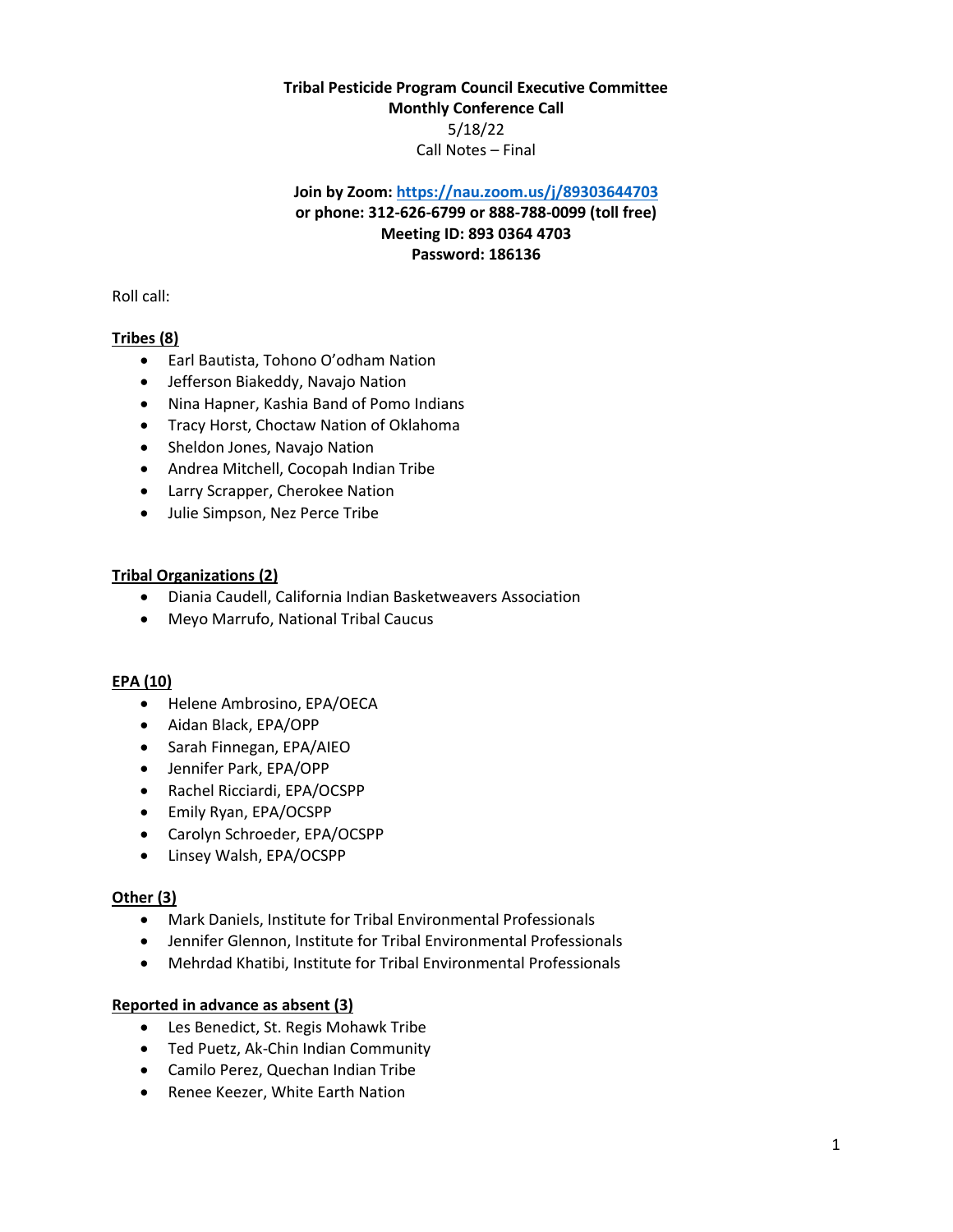**Tribal Pesticide Program Council Executive Committee**
**Monthly Conference Call**
5/18/22
Call Notes – Final

**Join by Zoom: [https://nau.zoom.us/j/89303644703](https://nau.zoom.us/j/89303644703)**
**or phone: 312-626-6799 or 888-788-0099 (toll free)**
**Meeting ID: 893 0364 4703**
**Password: 186136**

Roll call:

**Tribes (8)**

- Earl Bautista, Tohono O'odham Nation
- Jefferson Biakeddy, Navajo Nation
- Nina Hapner, Kashia Band of Pomo Indians
- Tracy Horst, Choctaw Nation of Oklahoma
- Sheldon Jones, Navajo Nation
- Andrea Mitchell, Cocopah Indian Tribe
- Larry Scrapper, Cherokee Nation
- Julie Simpson, Nez Perce Tribe

**Tribal Organizations (2)**

- Diania Caudell, California Indian Basketweavers Association
- Meyo Marrufo, National Tribal Caucus

**EPA (10)**

- Helene Ambrosino, EPA/OECA
- Aidan Black, EPA/OPP
- Sarah Finnegan, EPA/AIEO
- Jennifer Park, EPA/OPP
- Rachel Ricciardi, EPA/OCSPP
- Emily Ryan, EPA/OCSPP
- Carolyn Schroeder, EPA/OCSPP
- Linsey Walsh, EPA/OCSPP

**Other (3)**

- Mark Daniels, Institute for Tribal Environmental Professionals
- Jennifer Glennon, Institute for Tribal Environmental Professionals
- Mehrdad Khatibi, Institute for Tribal Environmental Professionals

**Reported in advance as absent (3)**

- Les Benedict, St. Regis Mohawk Tribe
- Ted Puetz, Ak-Chin Indian Community
- Camilo Perez, Quechan Indian Tribe
- Renee Keezer, White Earth Nation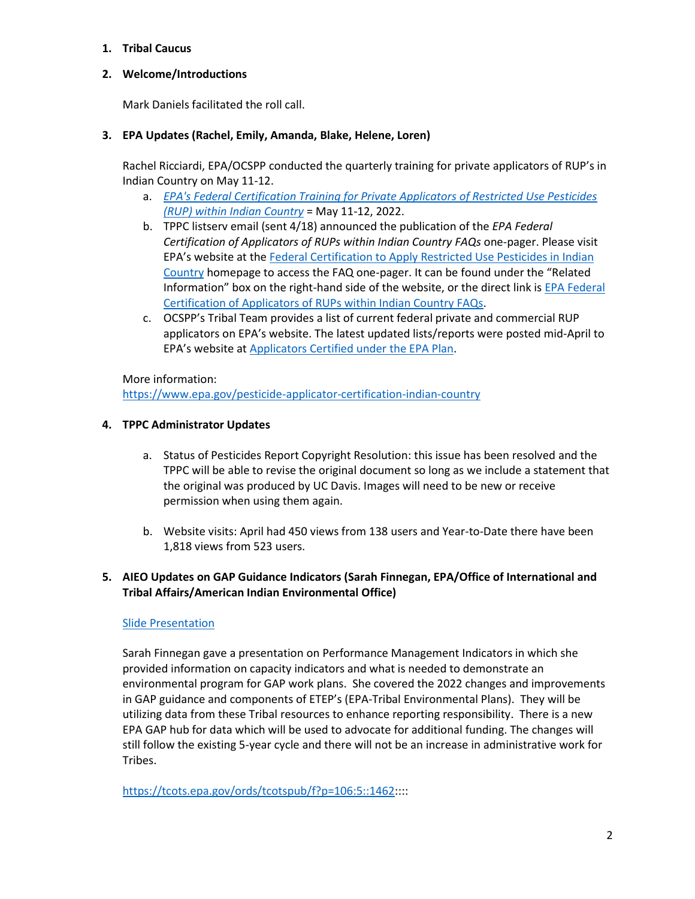1. **Tribal Caucus**

2. **Welcome/Introductions**

   Mark Daniels facilitated the roll call.

3. **EPA Updates (Rachel, Emily, Amanda, Blake, Helene, Loren)**

   Rachel Ricciardi, EPA/OCSPP conducted the quarterly training for private applicators of RUP's in Indian Country on May 11-12.

   a. *EPA's Federal Certification Training for Private Applicators of Restricted Use Pesticides (RUP) within Indian Country* = May 11-12, 2022.
   b. TPPC listserv email (sent 4/18) announced the publication of the *EPA Federal Certification of Applicators of RUPs within Indian Country FAQs* one-pager. Please visit EPA's website at the Federal Certification to Apply Restricted Use Pesticides in Indian Country homepage to access the FAQ one-pager. It can be found under the "Related Information" box on the right-hand side of the website, or the direct link is EPA Federal Certification of Applicators of RUPs within Indian Country FAQs.
   c. OCSPP's Tribal Team provides a list of current federal private and commercial RUP applicators on EPA's website. The latest updated lists/reports were posted mid-April to EPA's website at Applicators Certified under the EPA Plan.

   More information:
   https://www.epa.gov/pesticide-applicator-certification-indian-country

4. **TPPC Administrator Updates**

   a. Status of Pesticides Report Copyright Resolution: this issue has been resolved and the TPPC will be able to revise the original document so long as we include a statement that the original was produced by UC Davis. Images will need to be new or receive permission when using them again.

   b. Website visits: April had 450 views from 138 users and Year-to-Date there have been 1,818 views from 523 users.

5. **AIEO Updates on GAP Guidance Indicators (Sarah Finnegan, EPA/Office of International and Tribal Affairs/American Indian Environmental Office)**

   Slide Presentation

   Sarah Finnegan gave a presentation on Performance Management Indicators in which she provided information on capacity indicators and what is needed to demonstrate an environmental program for GAP work plans. She covered the 2022 changes and improvements in GAP guidance and components of ETEP's (EPA-Tribal Environmental Plans). They will be utilizing data from these Tribal resources to enhance reporting responsibility. There is a new EPA GAP hub for data which will be used to advocate for additional funding. The changes will still follow the existing 5-year cycle and there will not be an increase in administrative work for Tribes.

   https://tcots.epa.gov/ords/tcotspub/f?p=106:5::1462::::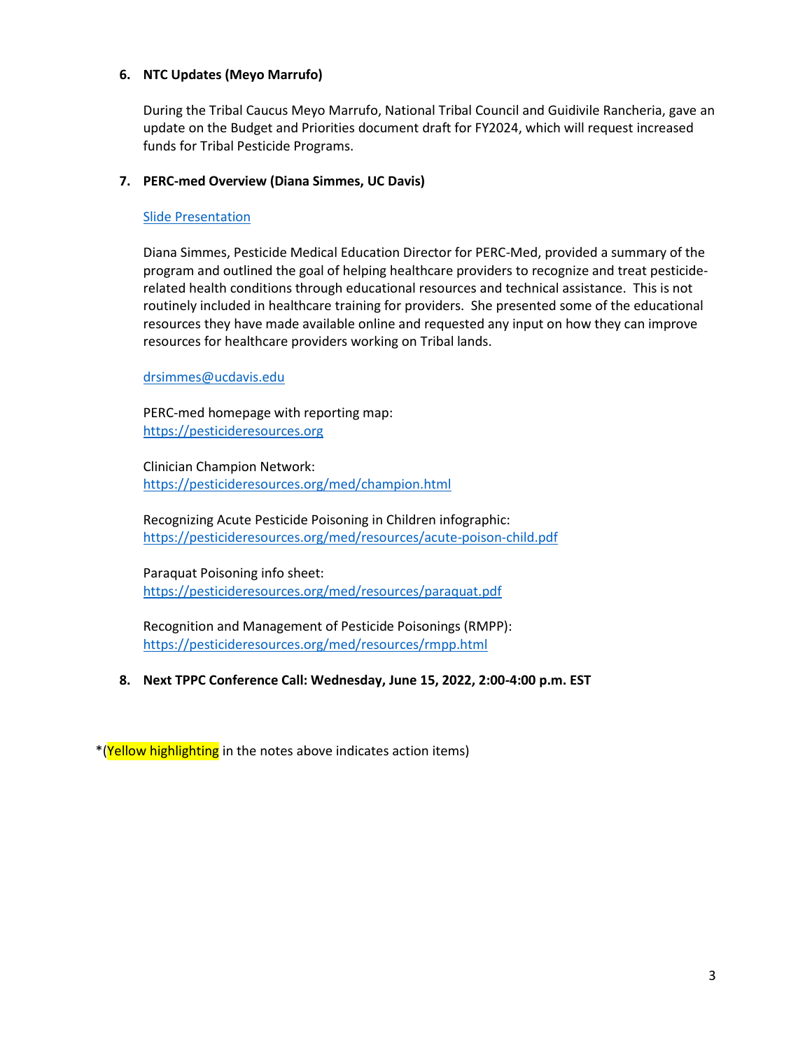6. **NTC Updates (Meyo Marrufo)**

   During the Tribal Caucus Meyo Marrufo, National Tribal Council and Guidivile Rancheria, gave an update on the Budget and Priorities document draft for FY2024, which will request increased funds for Tribal Pesticide Programs.

7. **PERC-med Overview (Diana Simmes, UC Davis)**

   [Slide Presentation]

   Diana Simmes, Pesticide Medical Education Director for PERC-Med, provided a summary of the program and outlined the goal of helping healthcare providers to recognize and treat pesticide-related health conditions through educational resources and technical assistance. This is not routinely included in healthcare training for providers. She presented some of the educational resources they have made available online and requested any input on how they can improve resources for healthcare providers working on Tribal lands.

   drsimmes@ucdavis.edu

   PERC-med homepage with reporting map:
   https://pesticideresources.org

   Clinician Champion Network:
   https://pesticideresources.org/med/champion.html

   Recognizing Acute Pesticide Poisoning in Children infographic:
   https://pesticideresources.org/med/resources/acute-poison-child.pdf

   Paraquat Poisoning info sheet:
   https://pesticideresources.org/med/resources/paraquat.pdf

   Recognition and Management of Pesticide Poisonings (RMPP):
   https://pesticideresources.org/med/resources/rmpp.html

8. **Next TPPC Conference Call: Wednesday, June 15, 2022, 2:00-4:00 p.m. EST**

*(Yellow highlighting in the notes above indicates action items)